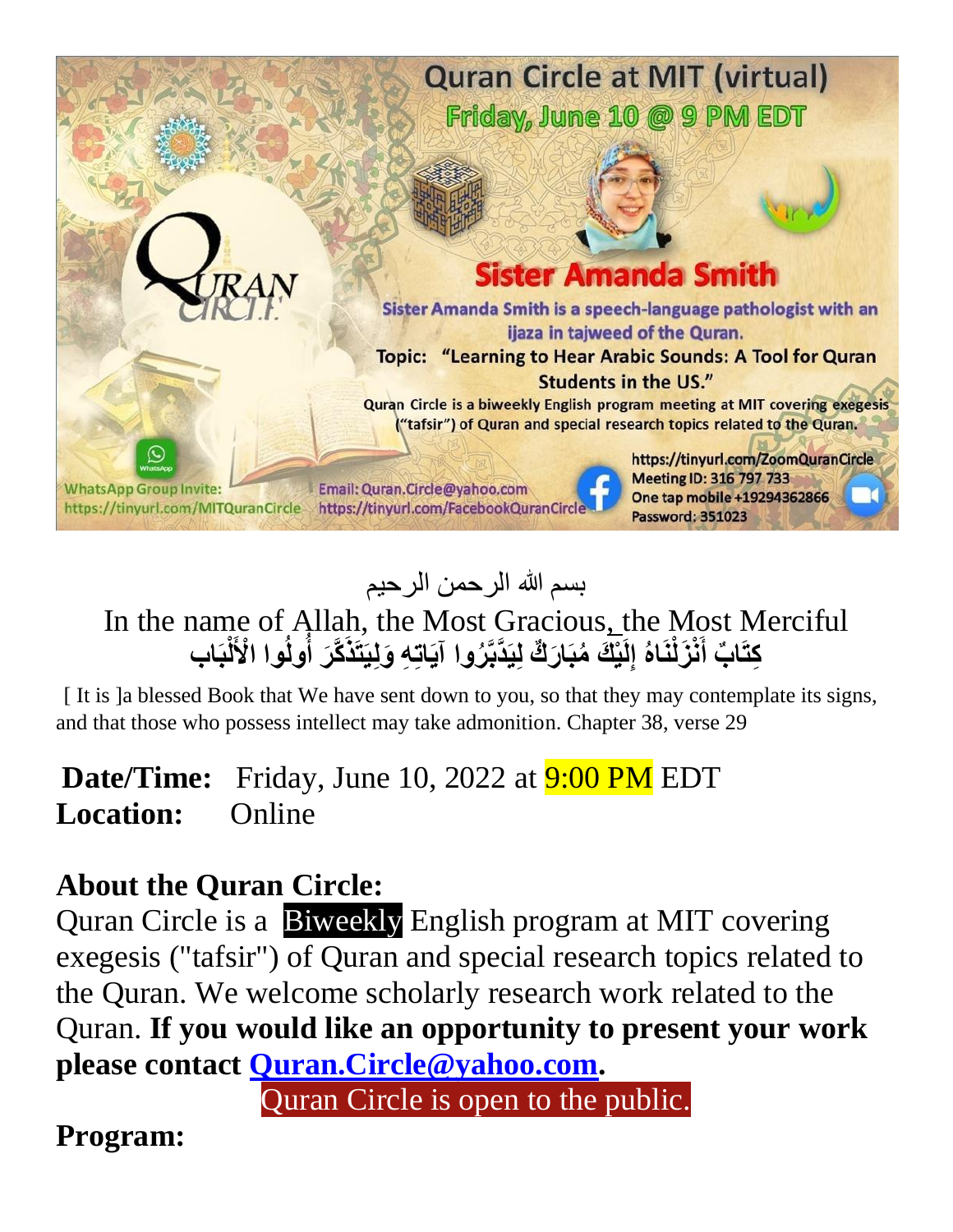# Quran Circle at MIT (virtual)

## Friday, June 10 @ 9 PM EDT

## Sister Amanda Smith

Sister Amanda Smith is a speech-language pathologist with an ijaza in tajweed of the Quran.

**Topic: "Learning to Hear Arabic Sounds: A Tool for Quran Students in the US."**

Quran Circle is a biweekly English program meeting at MIT covering exegesis ("tafsir") of Quran and special research topics related to the Quran.

WhatsApp Group Invite: https://tinyurl.com/MITQuranCircle

Email: Quran.Circle@yahoo.com
https://tinyurl.com/FacebookQuranCircle

https://tinyurl.com/ZoomQuranCircle
Meeting ID: 316 797 733
One tap mobile +19294362866
Password: 351023

بسم الله الرحمن الرحيم

In the name of Allah, the Most Gracious, the Most Merciful

كِتَابٌ أَنْزَلْنَاهُ إِلَيْكَ مُبَارَكٌ لِيَدَّبَّرُوا آيَاتِهِ وَلِيَتَذَكَّرَ أُولُوا الْأَلْبَاب

[ It is ]a blessed Book that We have sent down to you, so that they may contemplate its signs, and that those who possess intellect may take admonition. Chapter 38, verse 29

**Date/Time:** Friday, June 10, 2022 at 9:00 PM EDT
**Location:** Online

## About the Quran Circle:

Quran Circle is a Biweekly English program at MIT covering exegesis ("tafsir") of Quran and special research topics related to the Quran. We welcome scholarly research work related to the Quran. **If you would like an opportunity to present your work please contact [Quran.Circle@yahoo.com](mailto:Quran.Circle@yahoo.com).**

Quran Circle is open to the public.

## Program: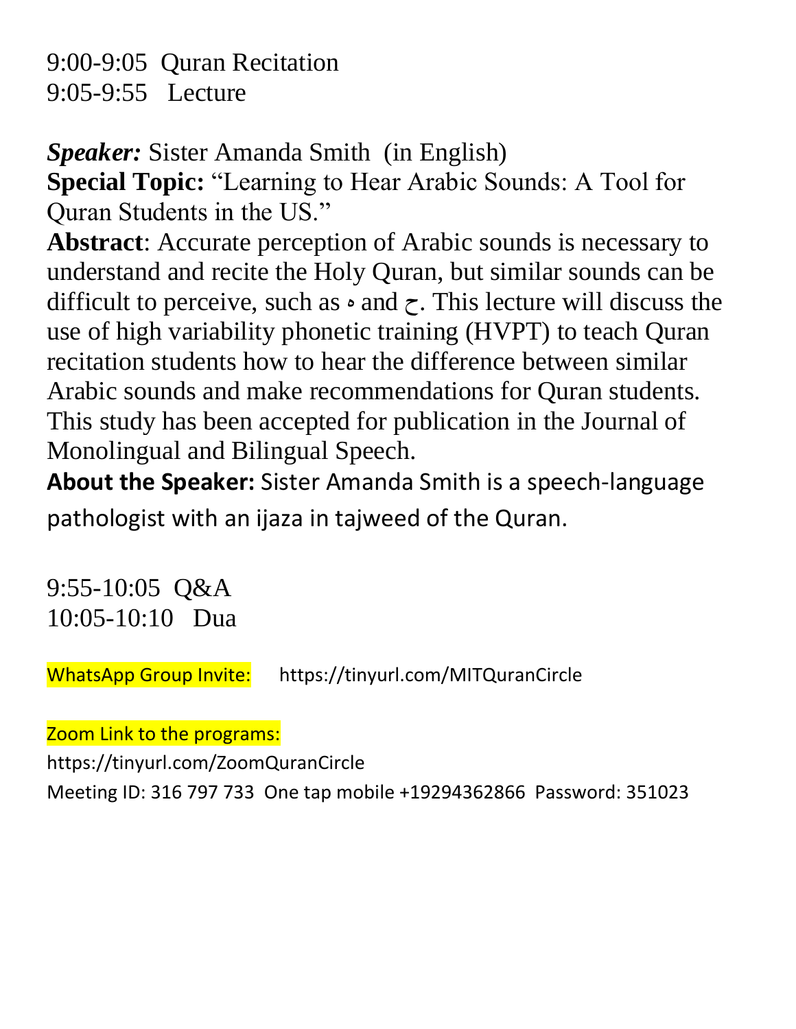9:00-9:05  Quran Recitation
9:05-9:55   Lecture

***Speaker:*** Sister Amanda Smith  (in English)
**Special Topic:** "Learning to Hear Arabic Sounds: A Tool for Quran Students in the US."
**Abstract**: Accurate perception of Arabic sounds is necessary to understand and recite the Holy Quran, but similar sounds can be difficult to perceive, such as ه and ح. This lecture will discuss the use of high variability phonetic training (HVPT) to teach Quran recitation students how to hear the difference between similar Arabic sounds and make recommendations for Quran students. This study has been accepted for publication in the Journal of Monolingual and Bilingual Speech.
**About the Speaker:** Sister Amanda Smith is a speech-language pathologist with an ijaza in tajweed of the Quran.

9:55-10:05  Q&A
10:05-10:10   Dua

WhatsApp Group Invite:     https://tinyurl.com/MITQuranCircle

Zoom Link to the programs:
https://tinyurl.com/ZoomQuranCircle
Meeting ID: 316 797 733  One tap mobile +19294362866  Password: 351023